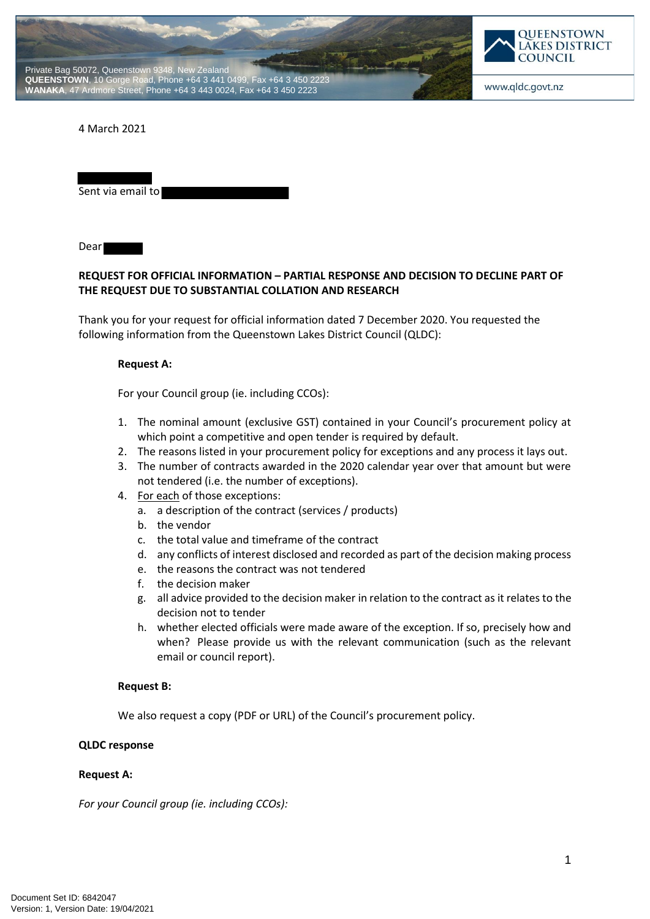Private Bag 50072, Queenstown 9348, New Zealand
**QUEENSTOWN**, 10 Gorge Road, Phone +64 3 441 0499, Fax +64 3 450 2223
**WANAKA**, 47 Ardmore Street, Phone +64 3 443 0024, Fax +64 3 450 2223

QUEENSTOWN LAKES DISTRICT COUNCIL

www.qldc.govt.nz

4 March 2021

Sent via email to

Dear

**REQUEST FOR OFFICIAL INFORMATION – PARTIAL RESPONSE AND DECISION TO DECLINE PART OF THE REQUEST DUE TO SUBSTANTIAL COLLATION AND RESEARCH**

Thank you for your request for official information dated 7 December 2020. You requested the following information from the Queenstown Lakes District Council (QLDC):

> **Request A:**
>
> For your Council group (ie. including CCOs):
>
> 1. The nominal amount (exclusive GST) contained in your Council's procurement policy at which point a competitive and open tender is required by default.
> 2. The reasons listed in your procurement policy for exceptions and any process it lays out.
> 3. The number of contracts awarded in the 2020 calendar year over that amount but were not tendered (i.e. the number of exceptions).
> 4. For each of those exceptions:
>    a. a description of the contract (services / products)
>    b. the vendor
>    c. the total value and timeframe of the contract
>    d. any conflicts of interest disclosed and recorded as part of the decision making process
>    e. the reasons the contract was not tendered
>    f. the decision maker
>    g. all advice provided to the decision maker in relation to the contract as it relates to the decision not to tender
>    h. whether elected officials were made aware of the exception. If so, precisely how and when? Please provide us with the relevant communication (such as the relevant email or council report).
>
> **Request B:**
>
> We also request a copy (PDF or URL) of the Council's procurement policy.

**QLDC response**

**Request A:**

*For your Council group (ie. including CCOs):*

Document Set ID: 6842047
Version: 1, Version Date: 19/04/2021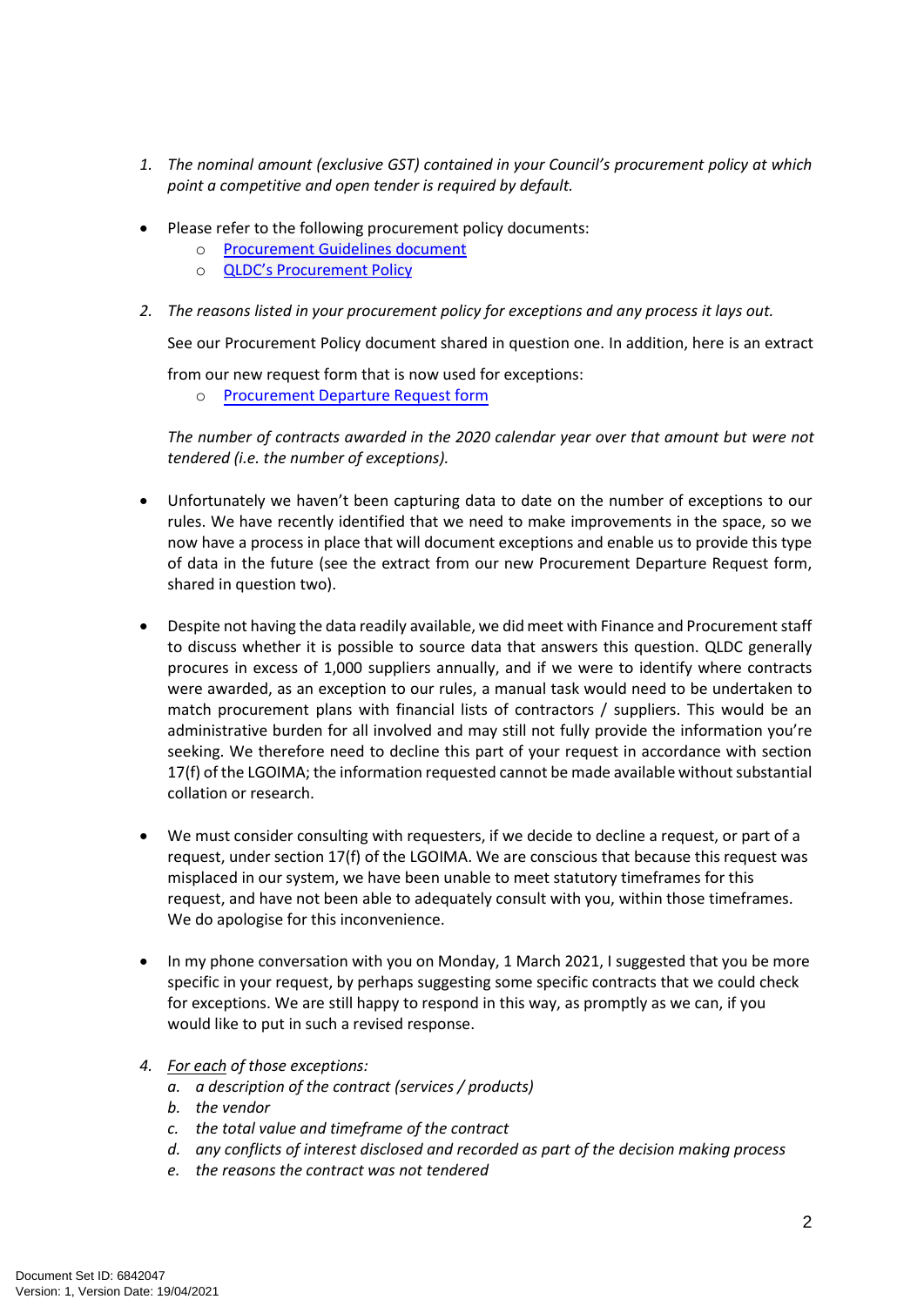1. *The nominal amount (exclusive GST) contained in your Council's procurement policy at which point a competitive and open tender is required by default.*

- Please refer to the following procurement policy documents:
  - Procurement Guidelines document
  - QLDC's Procurement Policy

2. *The reasons listed in your procurement policy for exceptions and any process it lays out.*

   See our Procurement Policy document shared in question one. In addition, here is an extract from our new request form that is now used for exceptions:
   - Procurement Departure Request form

   *The number of contracts awarded in the 2020 calendar year over that amount but were not tendered (i.e. the number of exceptions).*

- Unfortunately we haven't been capturing data to date on the number of exceptions to our rules. We have recently identified that we need to make improvements in the space, so we now have a process in place that will document exceptions and enable us to provide this type of data in the future (see the extract from our new Procurement Departure Request form, shared in question two).

- Despite not having the data readily available, we did meet with Finance and Procurement staff to discuss whether it is possible to source data that answers this question. QLDC generally procures in excess of 1,000 suppliers annually, and if we were to identify where contracts were awarded, as an exception to our rules, a manual task would need to be undertaken to match procurement plans with financial lists of contractors / suppliers. This would be an administrative burden for all involved and may still not fully provide the information you're seeking. We therefore need to decline this part of your request in accordance with section 17(f) of the LGOIMA; the information requested cannot be made available without substantial collation or research.

- We must consider consulting with requesters, if we decide to decline a request, or part of a request, under section 17(f) of the LGOIMA. We are conscious that because this request was misplaced in our system, we have been unable to meet statutory timeframes for this request, and have not been able to adequately consult with you, within those timeframes. We do apologise for this inconvenience.

- In my phone conversation with you on Monday, 1 March 2021, I suggested that you be more specific in your request, by perhaps suggesting some specific contracts that we could check for exceptions. We are still happy to respond in this way, as promptly as we can, if you would like to put in such a revised response.

4. *For each of those exceptions:*
   a. *a description of the contract (services / products)*
   b. *the vendor*
   c. *the total value and timeframe of the contract*
   d. *any conflicts of interest disclosed and recorded as part of the decision making process*
   e. *the reasons the contract was not tendered*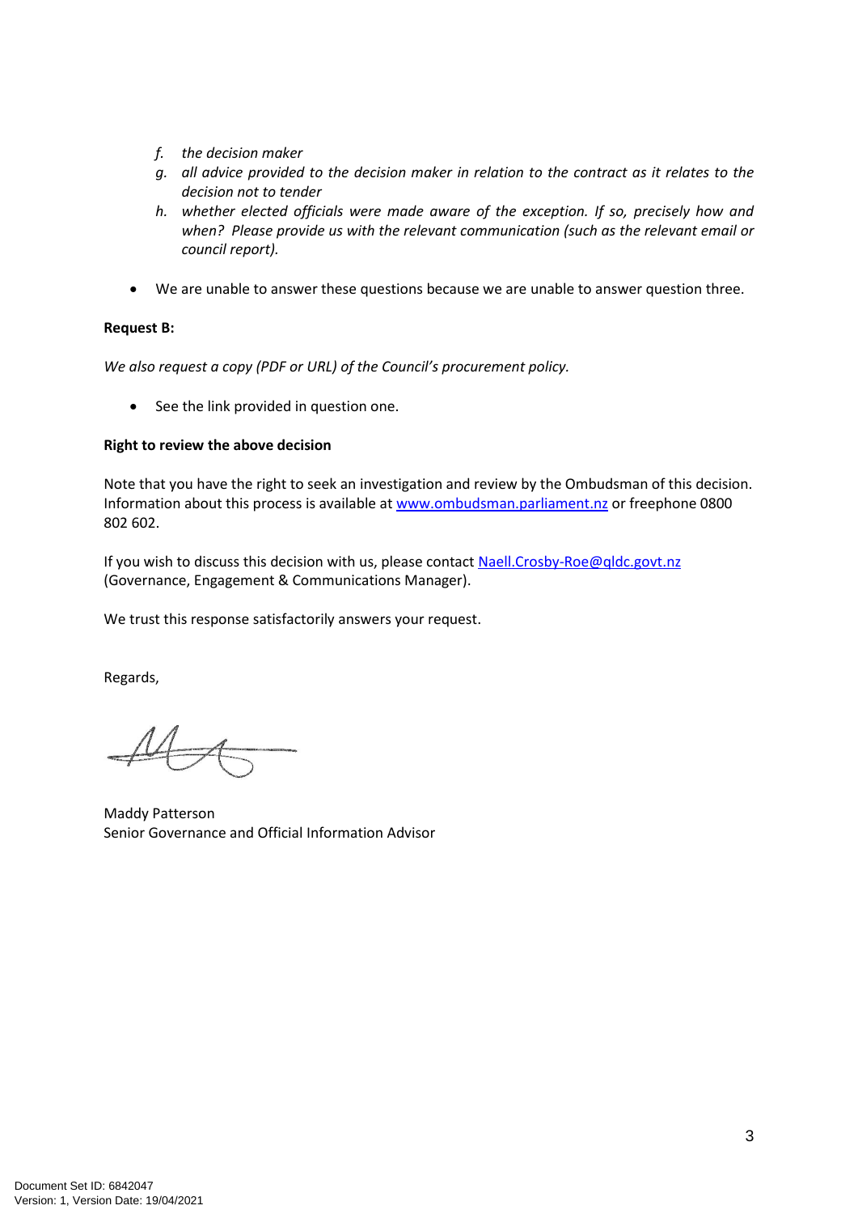- f. *the decision maker*
- g. *all advice provided to the decision maker in relation to the contract as it relates to the decision not to tender*
- h. *whether elected officials were made aware of the exception. If so, precisely how and when? Please provide us with the relevant communication (such as the relevant email or council report).*

- We are unable to answer these questions because we are unable to answer question three.

**Request B:**

*We also request a copy (PDF or URL) of the Council's procurement policy.*

- See the link provided in question one.

**Right to review the above decision**

Note that you have the right to seek an investigation and review by the Ombudsman of this decision. Information about this process is available at [www.ombudsman.parliament.nz](http://www.ombudsman.parliament.nz) or freephone 0800 802 602.

If you wish to discuss this decision with us, please contact [Naell.Crosby-Roe@qldc.govt.nz](mailto:Naell.Crosby-Roe@qldc.govt.nz) (Governance, Engagement & Communications Manager).

We trust this response satisfactorily answers your request.

Regards,

Maddy Patterson
Senior Governance and Official Information Advisor

Document Set ID: 6842047
Version: 1, Version Date: 19/04/2021